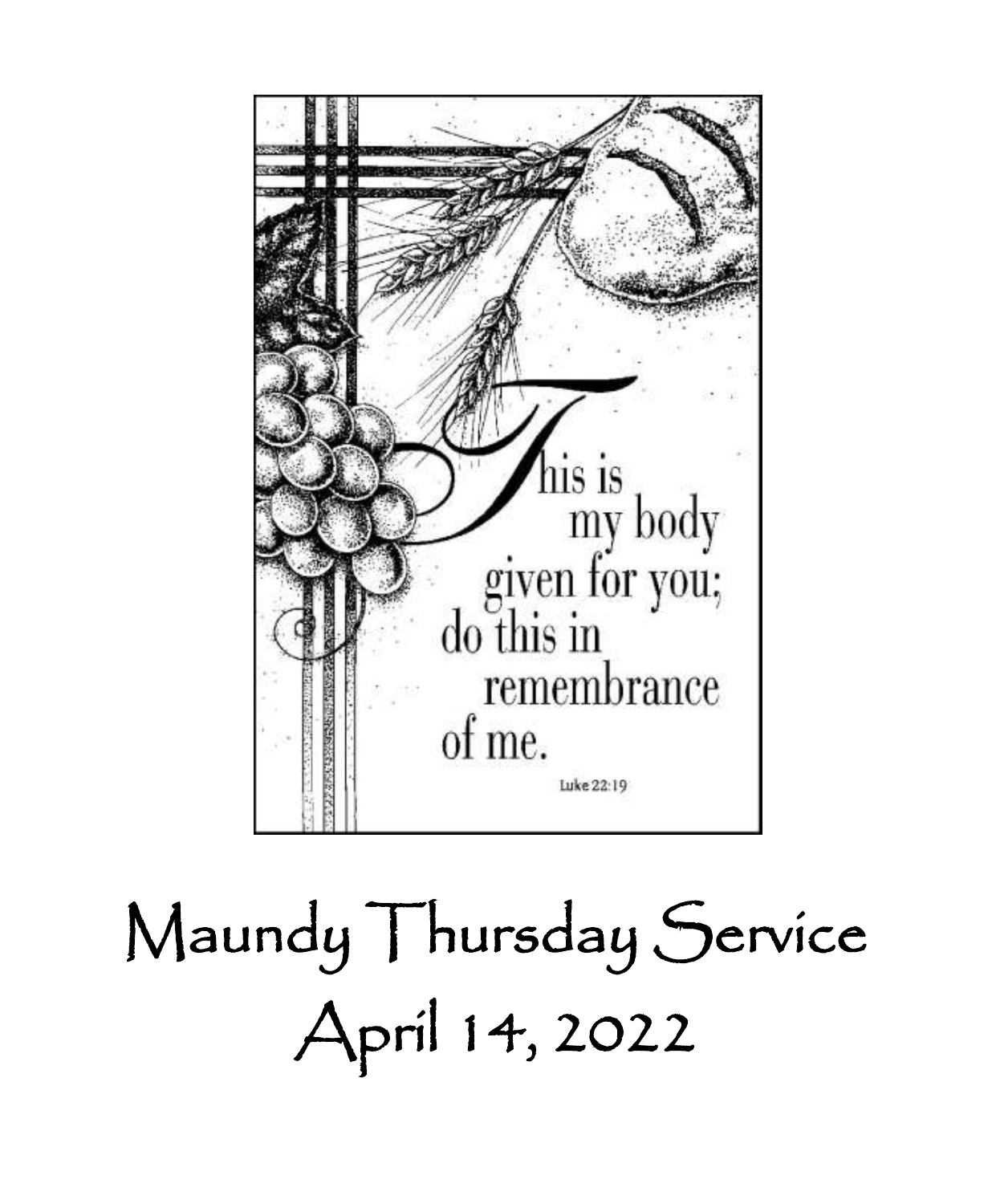This is my body given for you; do this in remembrance of me.

Luke 22:19

# Maundy Thursday Service

# April 14, 2022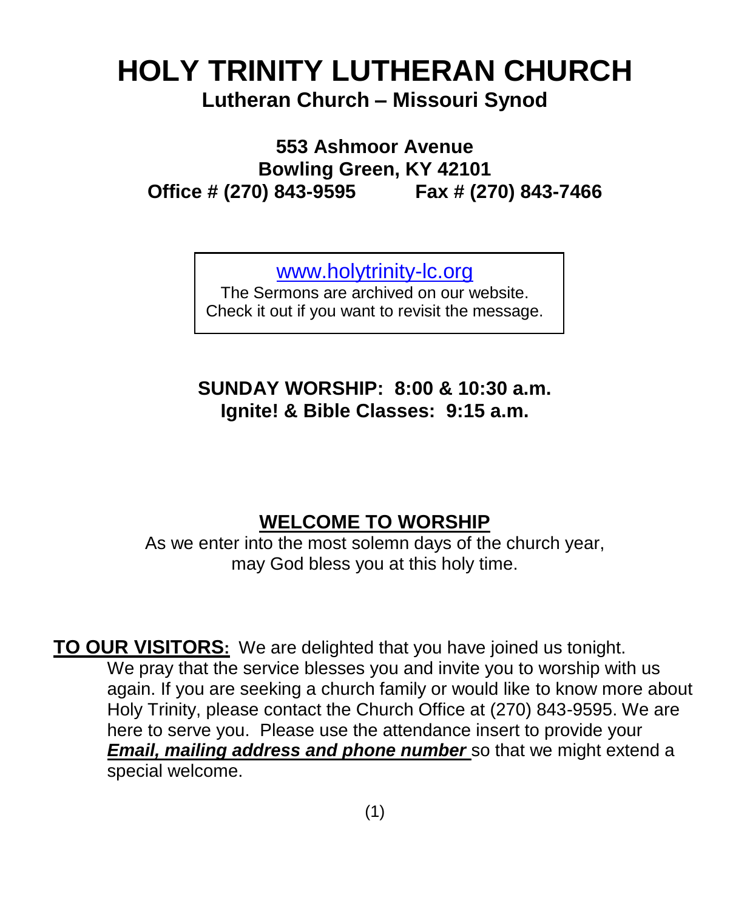# HOLY TRINITY LUTHERAN CHURCH

**Lutheran Church – Missouri Synod**

**553 Ashmoor Avenue**
**Bowling Green, KY 42101**
**Office # (270) 843-9595 Fax # (270) 843-7466**

www.holytrinity-lc.org
The Sermons are archived on our website.
Check it out if you want to revisit the message.

**SUNDAY WORSHIP: 8:00 & 10:30 a.m.**
**Ignite! & Bible Classes: 9:15 a.m.**

## WELCOME TO WORSHIP

As we enter into the most solemn days of the church year,
may God bless you at this holy time.

**TO OUR VISITORS:** We are delighted that you have joined us tonight. We pray that the service blesses you and invite you to worship with us again. If you are seeking a church family or would like to know more about Holy Trinity, please contact the Church Office at (270) 843-9595. We are here to serve you. Please use the attendance insert to provide your ***Email, mailing address and phone number*** so that we might extend a special welcome.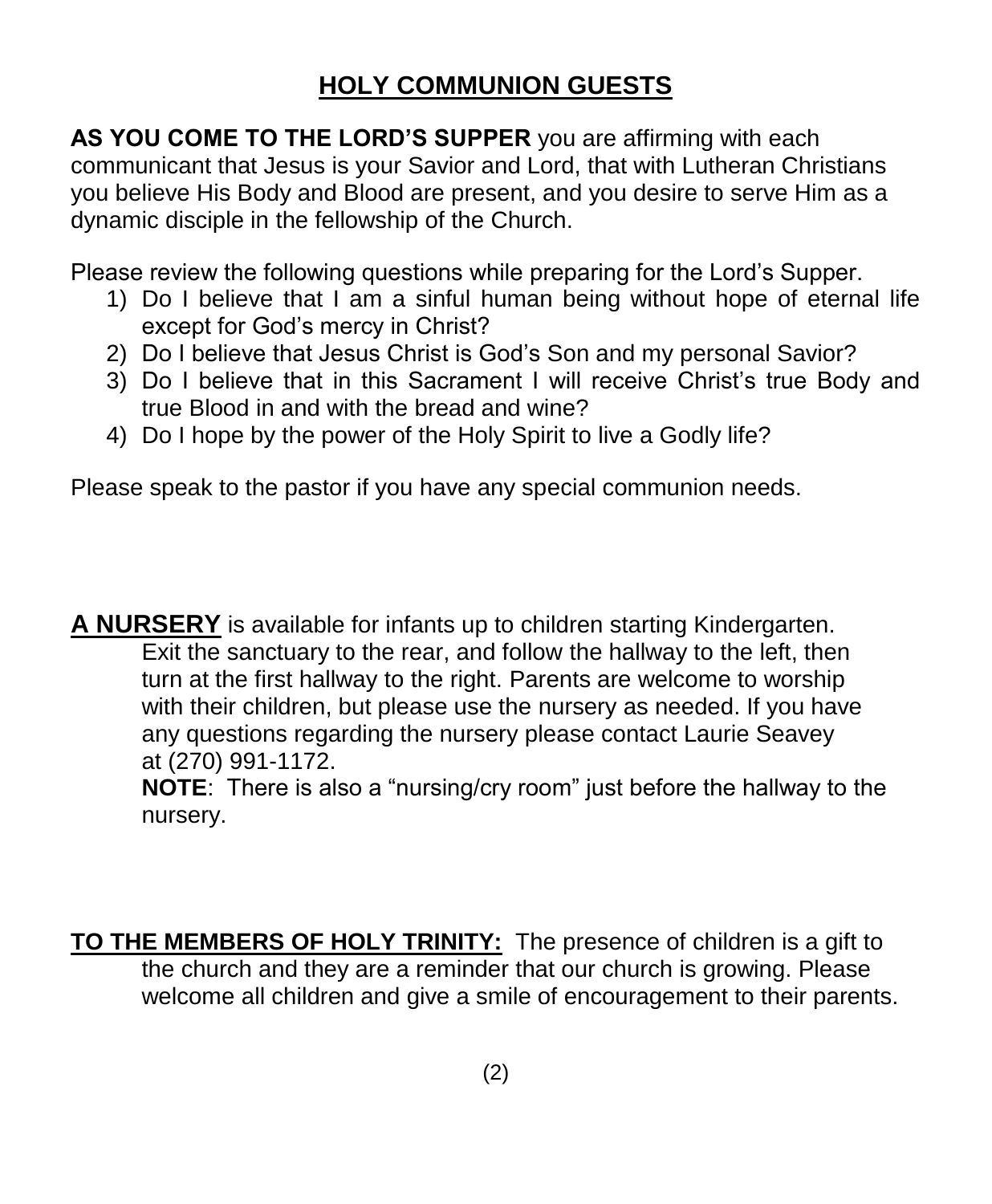# HOLY COMMUNION GUESTS

**AS YOU COME TO THE LORD'S SUPPER** you are affirming with each communicant that Jesus is your Savior and Lord, that with Lutheran Christians you believe His Body and Blood are present, and you desire to serve Him as a dynamic disciple in the fellowship of the Church.

Please review the following questions while preparing for the Lord's Supper.

1) Do I believe that I am a sinful human being without hope of eternal life except for God's mercy in Christ?
2) Do I believe that Jesus Christ is God's Son and my personal Savior?
3) Do I believe that in this Sacrament I will receive Christ's true Body and true Blood in and with the bread and wine?
4) Do I hope by the power of the Holy Spirit to live a Godly life?

Please speak to the pastor if you have any special communion needs.

**A NURSERY** is available for infants up to children starting Kindergarten. Exit the sanctuary to the rear, and follow the hallway to the left, then turn at the first hallway to the right. Parents are welcome to worship with their children, but please use the nursery as needed. If you have any questions regarding the nursery please contact Laurie Seavey at (270) 991-1172.

**NOTE**: There is also a "nursing/cry room" just before the hallway to the nursery.

**TO THE MEMBERS OF HOLY TRINITY:** The presence of children is a gift to the church and they are a reminder that our church is growing. Please welcome all children and give a smile of encouragement to their parents.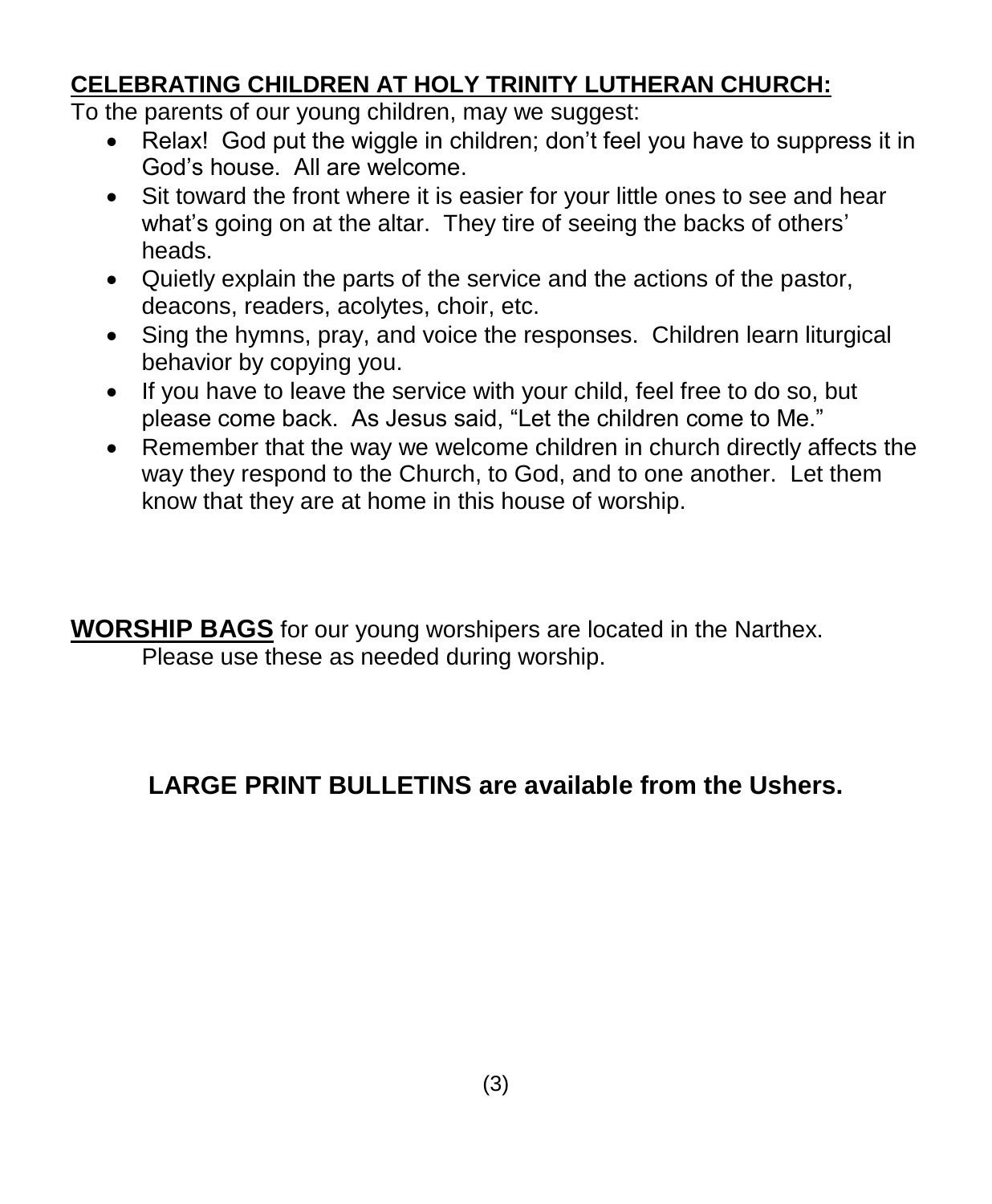## CELEBRATING CHILDREN AT HOLY TRINITY LUTHERAN CHURCH:

To the parents of our young children, may we suggest:

- Relax! God put the wiggle in children; don't feel you have to suppress it in God's house. All are welcome.
- Sit toward the front where it is easier for your little ones to see and hear what's going on at the altar. They tire of seeing the backs of others' heads.
- Quietly explain the parts of the service and the actions of the pastor, deacons, readers, acolytes, choir, etc.
- Sing the hymns, pray, and voice the responses. Children learn liturgical behavior by copying you.
- If you have to leave the service with your child, feel free to do so, but please come back. As Jesus said, "Let the children come to Me."
- Remember that the way we welcome children in church directly affects the way they respond to the Church, to God, and to one another. Let them know that they are at home in this house of worship.

**WORSHIP BAGS** for our young worshipers are located in the Narthex. Please use these as needed during worship.

**LARGE PRINT BULLETINS are available from the Ushers.**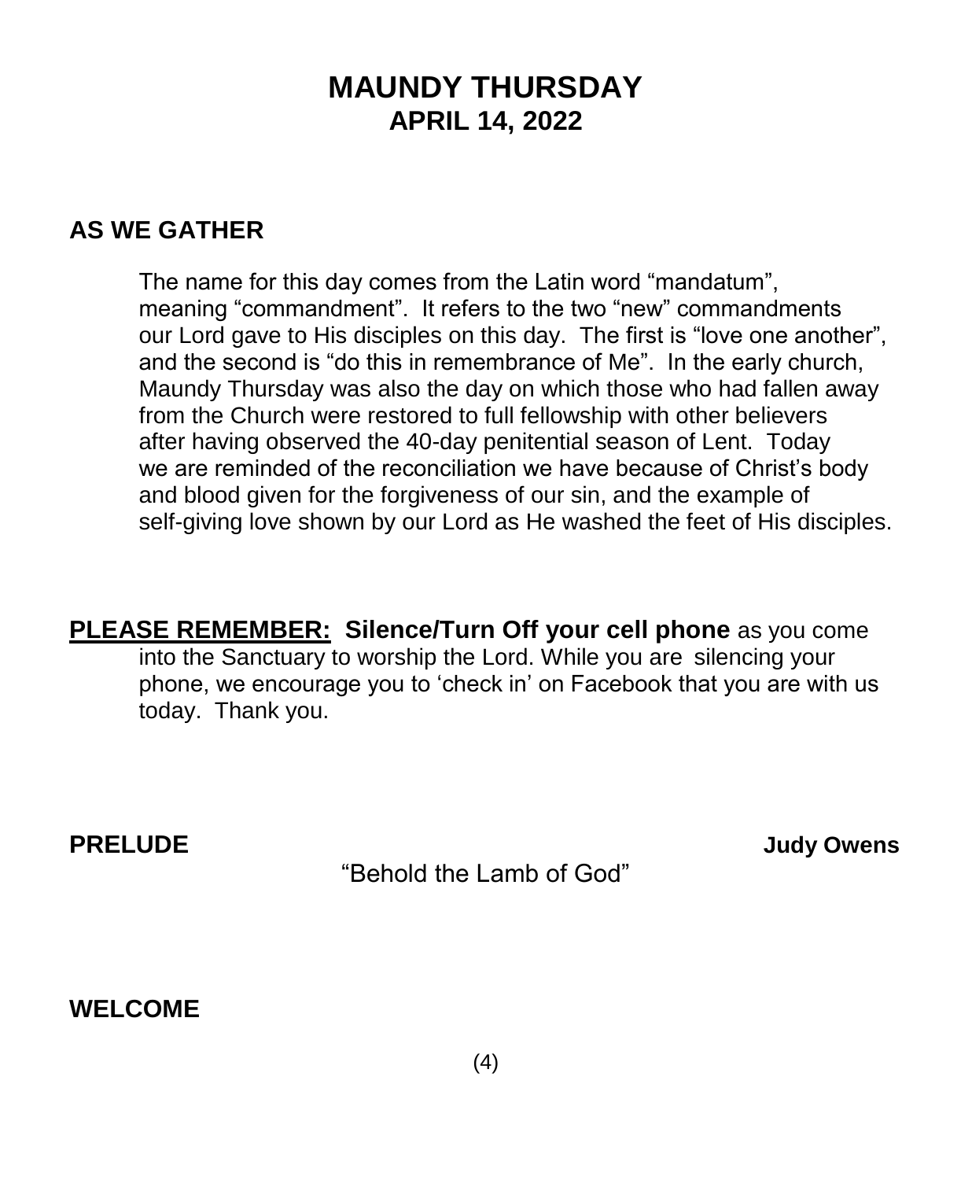# MAUNDY THURSDAY
## APRIL 14, 2022

## AS WE GATHER

The name for this day comes from the Latin word "mandatum", meaning "commandment". It refers to the two "new" commandments our Lord gave to His disciples on this day. The first is "love one another", and the second is "do this in remembrance of Me". In the early church, Maundy Thursday was also the day on which those who had fallen away from the Church were restored to full fellowship with other believers after having observed the 40-day penitential season of Lent. Today we are reminded of the reconciliation we have because of Christ's body and blood given for the forgiveness of our sin, and the example of self-giving love shown by our Lord as He washed the feet of His disciples.

**PLEASE REMEMBER: Silence/Turn Off your cell phone** as you come into the Sanctuary to worship the Lord. While you are silencing your phone, we encourage you to 'check in' on Facebook that you are with us today. Thank you.

**PRELUDE** **Judy Owens**

"Behold the Lamb of God"

**WELCOME**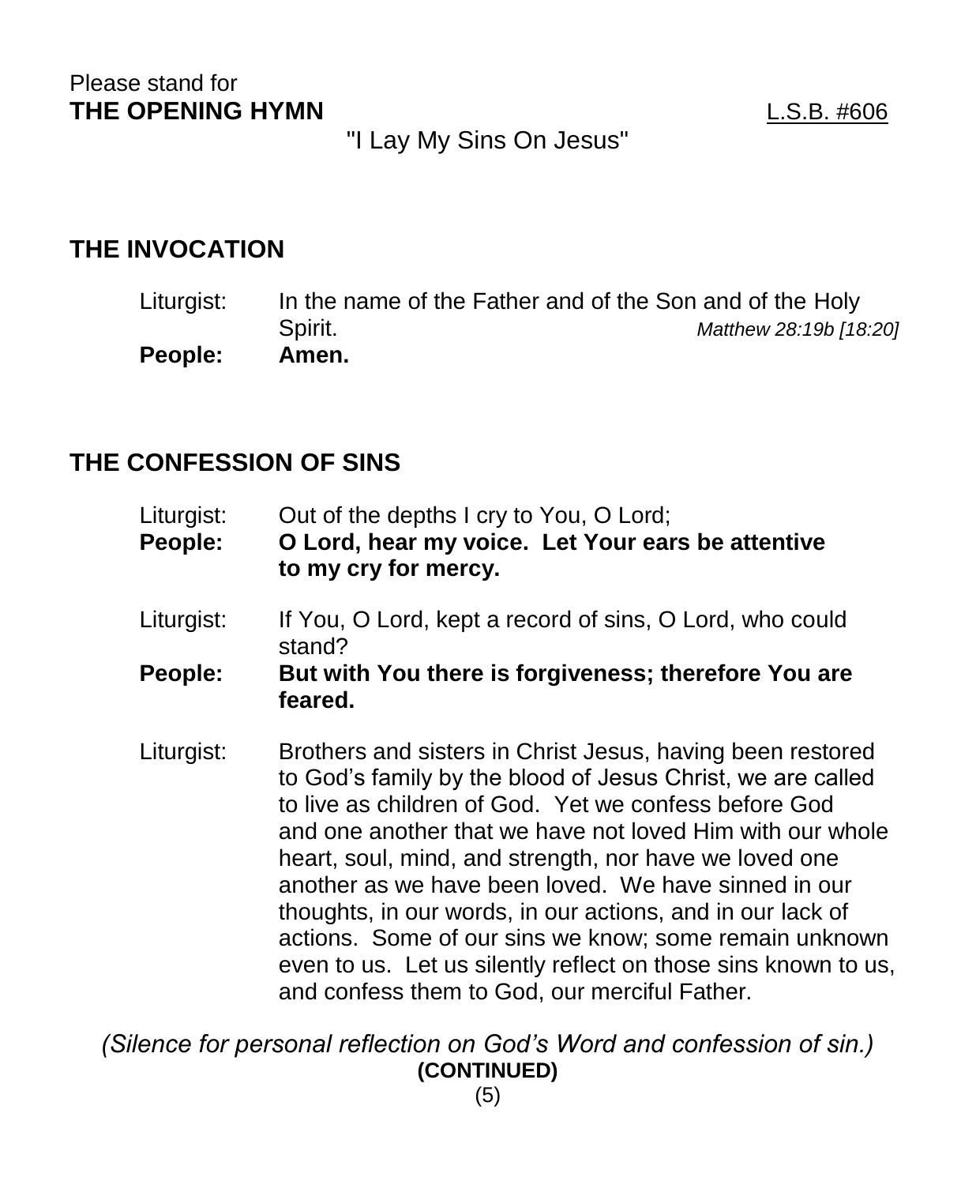Please stand for
**THE OPENING HYMN** L.S.B. #606

"I Lay My Sins On Jesus"

## THE INVOCATION

Liturgist: In the name of the Father and of the Son and of the Holy Spirit. *Matthew 28:19b [18:20]*

**People: Amen.**

## THE CONFESSION OF SINS

Liturgist: Out of the depths I cry to You, O Lord;

**People: O Lord, hear my voice. Let Your ears be attentive to my cry for mercy.**

Liturgist: If You, O Lord, kept a record of sins, O Lord, who could stand?

**People: But with You there is forgiveness; therefore You are feared.**

Liturgist: Brothers and sisters in Christ Jesus, having been restored to God's family by the blood of Jesus Christ, we are called to live as children of God. Yet we confess before God and one another that we have not loved Him with our whole heart, soul, mind, and strength, nor have we loved one another as we have been loved. We have sinned in our thoughts, in our words, in our actions, and in our lack of actions. Some of our sins we know; some remain unknown even to us. Let us silently reflect on those sins known to us, and confess them to God, our merciful Father.

*(Silence for personal reflection on God's Word and confession of sin.)*

**(CONTINUED)**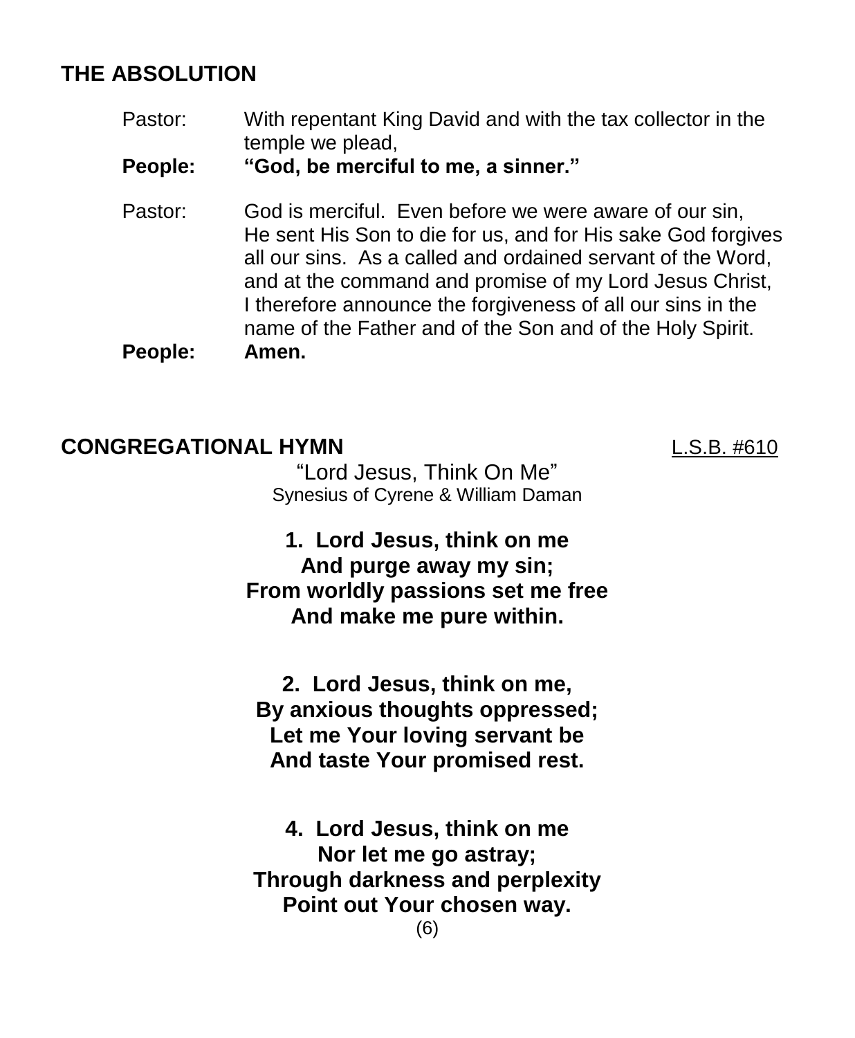## THE ABSOLUTION

Pastor: With repentant King David and with the tax collector in the temple we plead,

**People: "God, be merciful to me, a sinner."**

Pastor: God is merciful. Even before we were aware of our sin, He sent His Son to die for us, and for His sake God forgives all our sins. As a called and ordained servant of the Word, and at the command and promise of my Lord Jesus Christ, I therefore announce the forgiveness of all our sins in the name of the Father and of the Son and of the Holy Spirit.

**People: Amen.**

## CONGREGATIONAL HYMN L.S.B. #610

"Lord Jesus, Think On Me"
Synesius of Cyrene & William Daman

**1. Lord Jesus, think on me**
**And purge away my sin;**
**From worldly passions set me free**
**And make me pure within.**

**2. Lord Jesus, think on me,**
**By anxious thoughts oppressed;**
**Let me Your loving servant be**
**And taste Your promised rest.**

**4. Lord Jesus, think on me**
**Nor let me go astray;**
**Through darkness and perplexity**
**Point out Your chosen way.**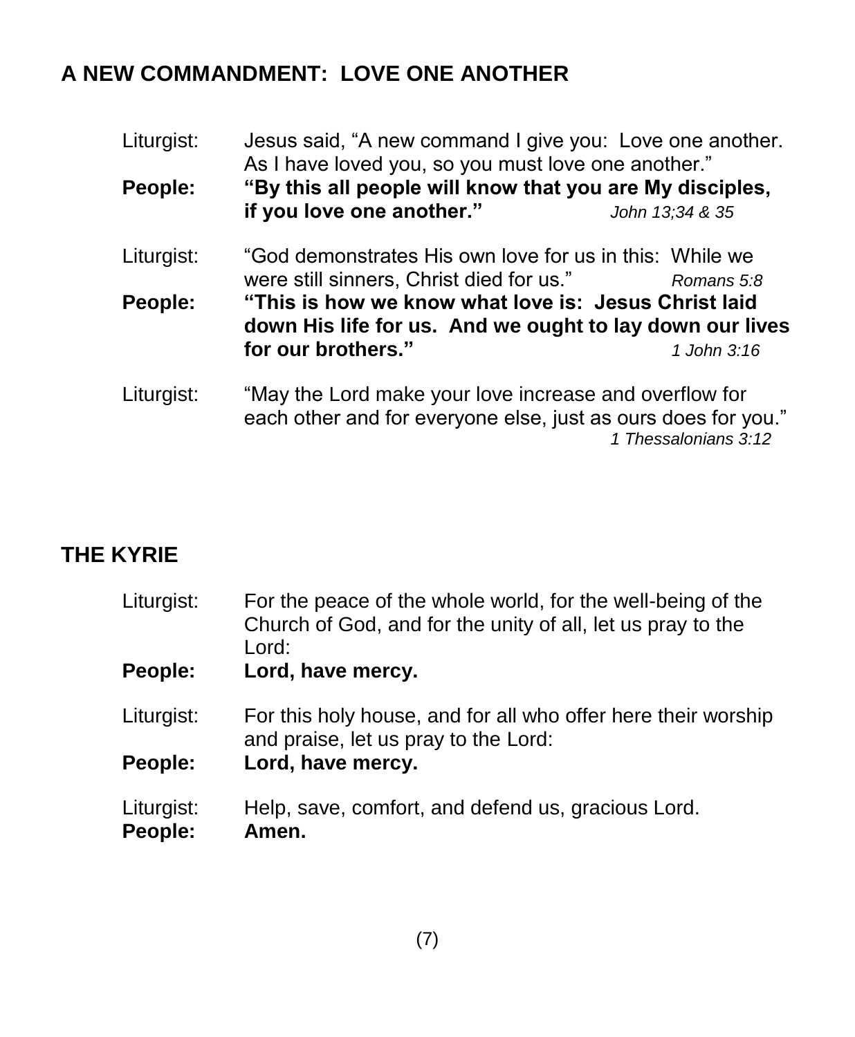## A NEW COMMANDMENT: LOVE ONE ANOTHER

Liturgist: Jesus said, "A new command I give you: Love one another. As I have loved you, so you must love one another."

**People: "By this all people will know that you are My disciples, if you love one another."** *John 13;34 & 35*

Liturgist: "God demonstrates His own love for us in this: While we were still sinners, Christ died for us." *Romans 5:8*

**People: "This is how we know what love is: Jesus Christ laid down His life for us. And we ought to lay down our lives for our brothers."** *1 John 3:16*

Liturgist: "May the Lord make your love increase and overflow for each other and for everyone else, just as ours does for you." *1 Thessalonians 3:12*

## THE KYRIE

Liturgist: For the peace of the whole world, for the well-being of the Church of God, and for the unity of all, let us pray to the Lord:

**People: Lord, have mercy.**

Liturgist: For this holy house, and for all who offer here their worship and praise, let us pray to the Lord:

**People: Lord, have mercy.**

Liturgist: Help, save, comfort, and defend us, gracious Lord.

**People: Amen.**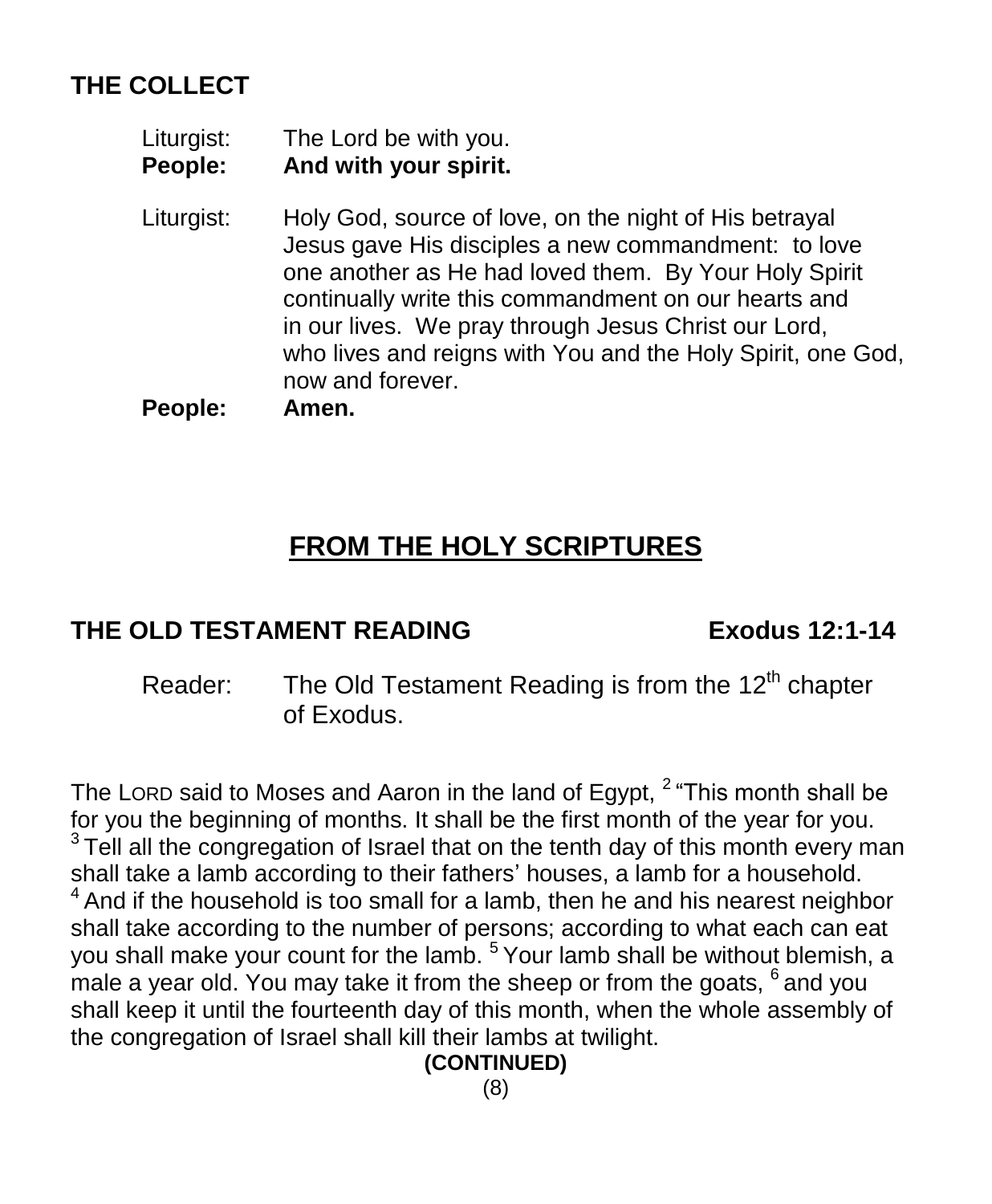## THE COLLECT

Liturgist: The Lord be with you.
**People: And with your spirit.**

Liturgist: Holy God, source of love, on the night of His betrayal Jesus gave His disciples a new commandment: to love one another as He had loved them. By Your Holy Spirit continually write this commandment on our hearts and in our lives. We pray through Jesus Christ our Lord, who lives and reigns with You and the Holy Spirit, one God, now and forever.
**People: Amen.**

# FROM THE HOLY SCRIPTURES

## THE OLD TESTAMENT READING — Exodus 12:1-14

Reader: The Old Testament Reading is from the 12th chapter of Exodus.

The LORD said to Moses and Aaron in the land of Egypt, [2] "This month shall be for you the beginning of months. It shall be the first month of the year for you. [3] Tell all the congregation of Israel that on the tenth day of this month every man shall take a lamb according to their fathers' houses, a lamb for a household. [4] And if the household is too small for a lamb, then he and his nearest neighbor shall take according to the number of persons; according to what each can eat you shall make your count for the lamb. [5] Your lamb shall be without blemish, a male a year old. You may take it from the sheep or from the goats, [6] and you shall keep it until the fourteenth day of this month, when the whole assembly of the congregation of Israel shall kill their lambs at twilight.

**(CONTINUED)**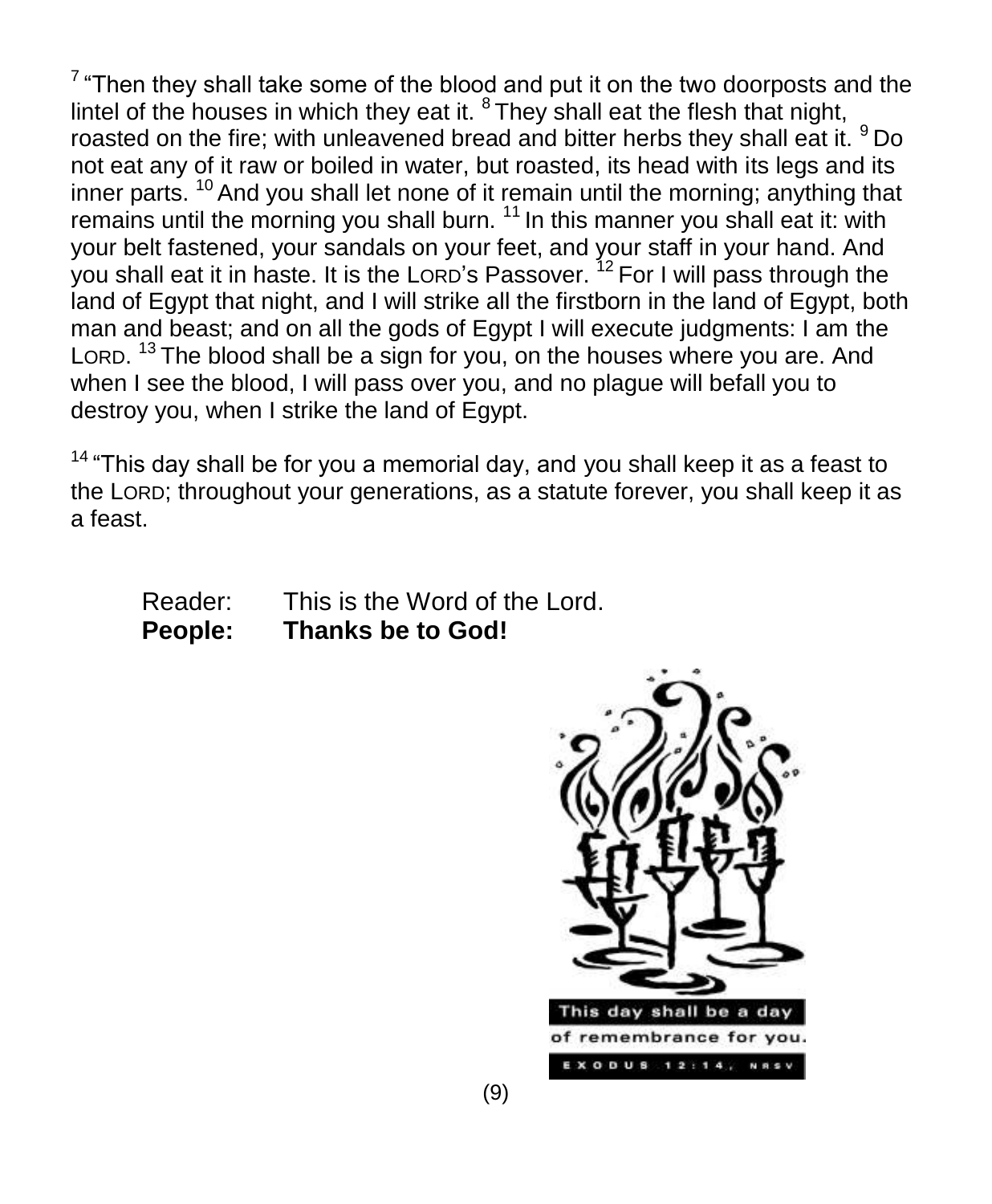[7] "Then they shall take some of the blood and put it on the two doorposts and the lintel of the houses in which they eat it. [8] They shall eat the flesh that night, roasted on the fire; with unleavened bread and bitter herbs they shall eat it. [9] Do not eat any of it raw or boiled in water, but roasted, its head with its legs and its inner parts. [10] And you shall let none of it remain until the morning; anything that remains until the morning you shall burn. [11] In this manner you shall eat it: with your belt fastened, your sandals on your feet, and your staff in your hand. And you shall eat it in haste. It is the LORD's Passover. [12] For I will pass through the land of Egypt that night, and I will strike all the firstborn in the land of Egypt, both man and beast; and on all the gods of Egypt I will execute judgments: I am the LORD. [13] The blood shall be a sign for you, on the houses where you are. And when I see the blood, I will pass over you, and no plague will befall you to destroy you, when I strike the land of Egypt.

[14] "This day shall be for you a memorial day, and you shall keep it as a feast to the LORD; throughout your generations, as a statute forever, you shall keep it as a feast.

Reader: This is the Word of the Lord.
**People: Thanks be to God!**

This day shall be a day of remembrance for you.
EXODUS 12:14, NRSV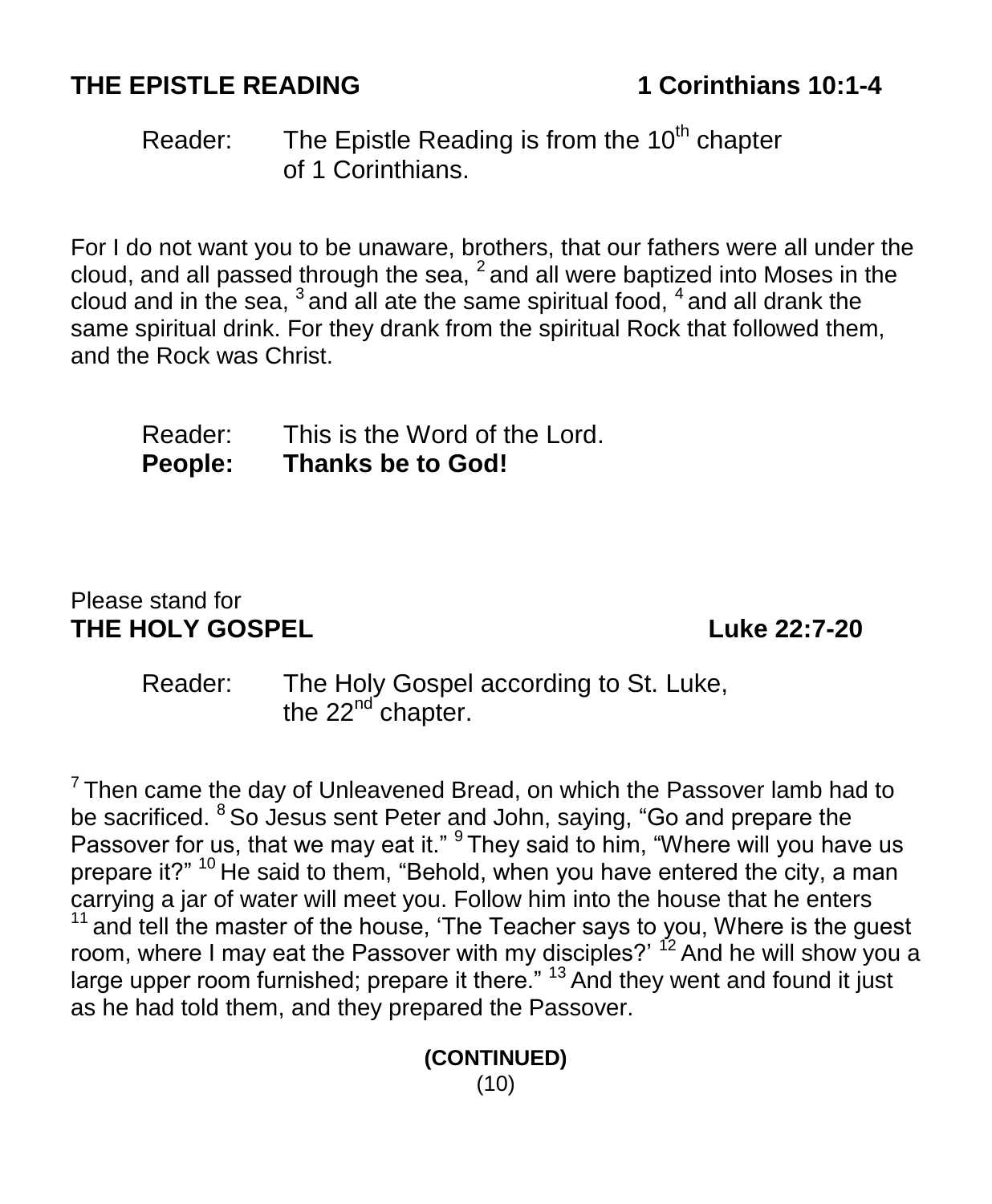## THE EPISTLE READING 1 Corinthians 10:1-4

Reader: The Epistle Reading is from the 10th chapter of 1 Corinthians.

For I do not want you to be unaware, brothers, that our fathers were all under the cloud, and all passed through the sea, [2] and all were baptized into Moses in the cloud and in the sea, [3] and all ate the same spiritual food, [4] and all drank the same spiritual drink. For they drank from the spiritual Rock that followed them, and the Rock was Christ.

Reader: This is the Word of the Lord.
**People: Thanks be to God!**

Please stand for
## THE HOLY GOSPEL Luke 22:7-20

Reader: The Holy Gospel according to St. Luke, the 22nd chapter.

[7] Then came the day of Unleavened Bread, on which the Passover lamb had to be sacrificed. [8] So Jesus sent Peter and John, saying, "Go and prepare the Passover for us, that we may eat it." [9] They said to him, "Where will you have us prepare it?" [10] He said to them, "Behold, when you have entered the city, a man carrying a jar of water will meet you. Follow him into the house that he enters [11] and tell the master of the house, 'The Teacher says to you, Where is the guest room, where I may eat the Passover with my disciples?' [12] And he will show you a large upper room furnished; prepare it there." [13] And they went and found it just as he had told them, and they prepared the Passover.

**(CONTINUED)**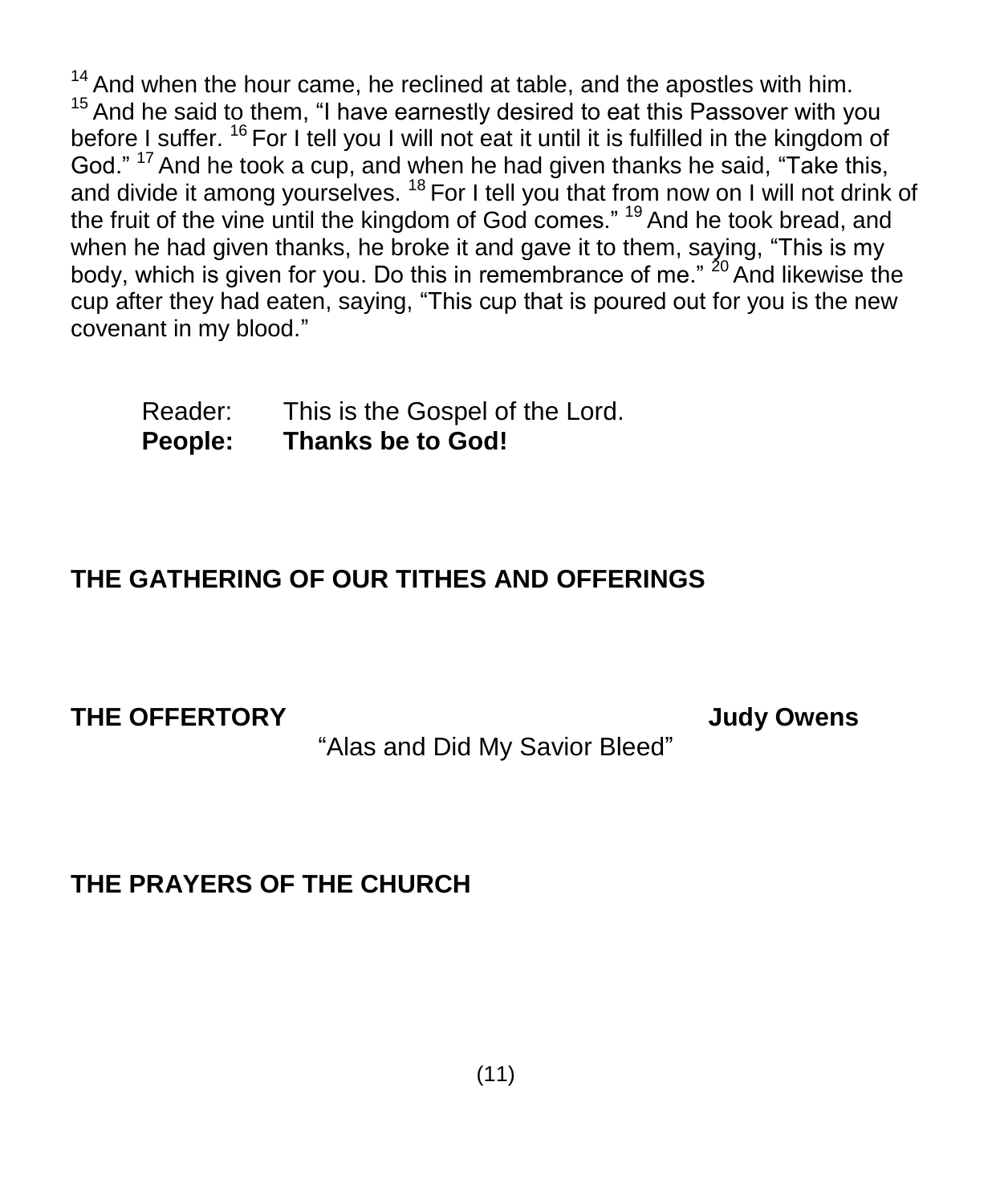[14] And when the hour came, he reclined at table, and the apostles with him. [15] And he said to them, "I have earnestly desired to eat this Passover with you before I suffer. [16] For I tell you I will not eat it until it is fulfilled in the kingdom of God." [17] And he took a cup, and when he had given thanks he said, "Take this, and divide it among yourselves. [18] For I tell you that from now on I will not drink of the fruit of the vine until the kingdom of God comes." [19] And he took bread, and when he had given thanks, he broke it and gave it to them, saying, "This is my body, which is given for you. Do this in remembrance of me." [20] And likewise the cup after they had eaten, saying, "This cup that is poured out for you is the new covenant in my blood."

Reader: This is the Gospel of the Lord.
**People: Thanks be to God!**

## THE GATHERING OF OUR TITHES AND OFFERINGS

## THE OFFERTORY — Judy Owens

"Alas and Did My Savior Bleed"

## THE PRAYERS OF THE CHURCH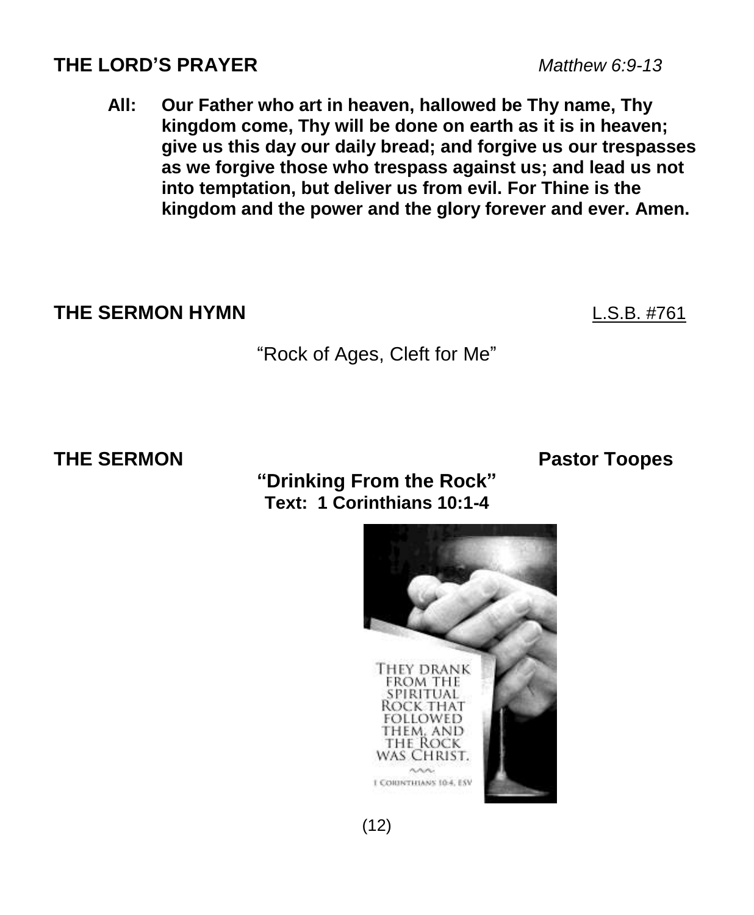**THE LORD'S PRAYER** *Matthew 6:9-13*

**All: Our Father who art in heaven, hallowed be Thy name, Thy kingdom come, Thy will be done on earth as it is in heaven; give us this day our daily bread; and forgive us our trespasses as we forgive those who trespass against us; and lead us not into temptation, but deliver us from evil. For Thine is the kingdom and the power and the glory forever and ever. Amen.**

**THE SERMON HYMN** L.S.B. #761

"Rock of Ages, Cleft for Me"

**THE SERMON** **Pastor Toopes**

**"Drinking From the Rock"**
**Text: 1 Corinthians 10:1-4**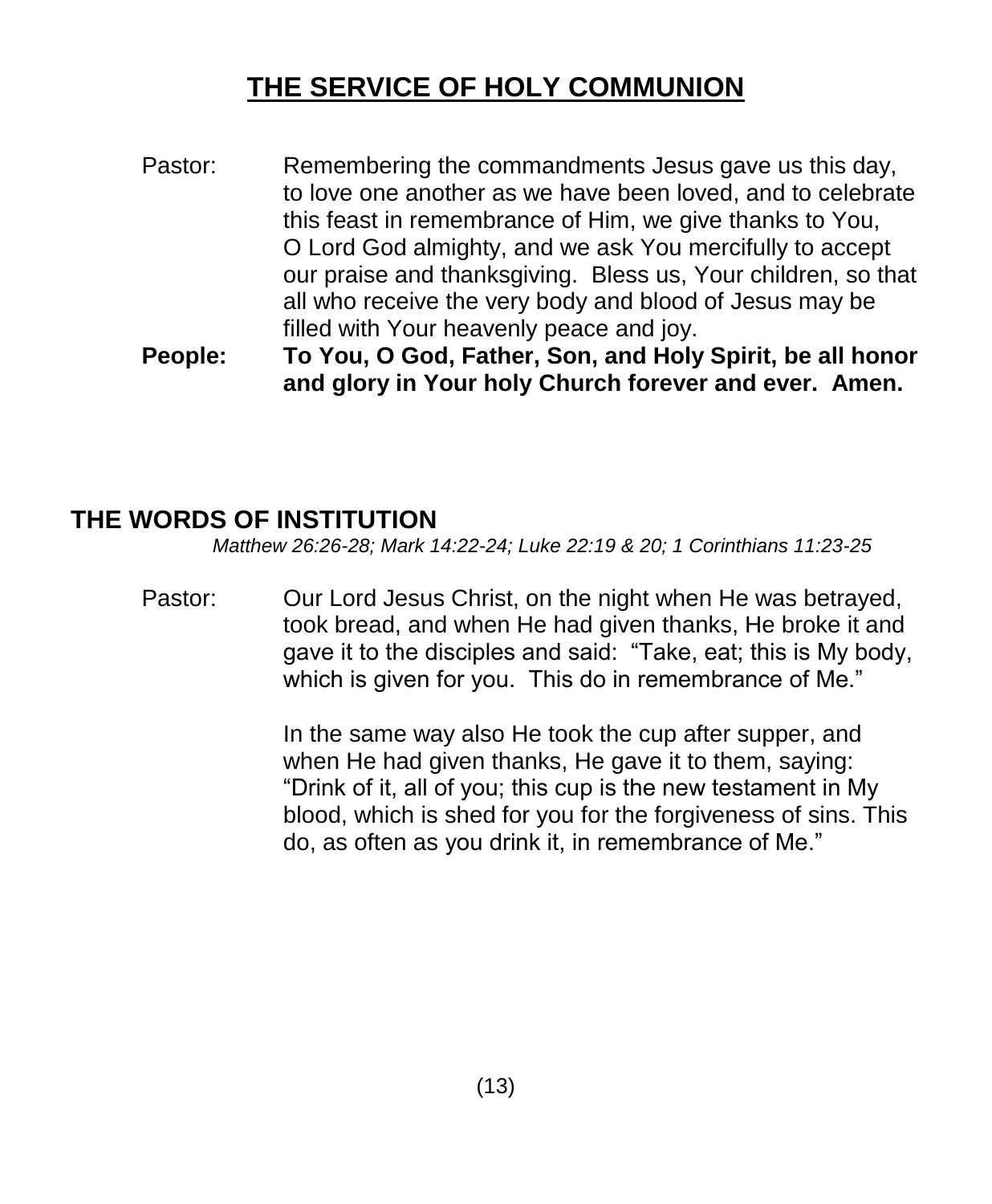# THE SERVICE OF HOLY COMMUNION

Pastor: Remembering the commandments Jesus gave us this day, to love one another as we have been loved, and to celebrate this feast in remembrance of Him, we give thanks to You, O Lord God almighty, and we ask You mercifully to accept our praise and thanksgiving. Bless us, Your children, so that all who receive the very body and blood of Jesus may be filled with Your heavenly peace and joy.

**People: To You, O God, Father, Son, and Holy Spirit, be all honor and glory in Your holy Church forever and ever. Amen.**

## THE WORDS OF INSTITUTION

*Matthew 26:26-28; Mark 14:22-24; Luke 22:19 & 20; 1 Corinthians 11:23-25*

Pastor: Our Lord Jesus Christ, on the night when He was betrayed, took bread, and when He had given thanks, He broke it and gave it to the disciples and said: "Take, eat; this is My body, which is given for you. This do in remembrance of Me."

In the same way also He took the cup after supper, and when He had given thanks, He gave it to them, saying: "Drink of it, all of you; this cup is the new testament in My blood, which is shed for you for the forgiveness of sins. This do, as often as you drink it, in remembrance of Me."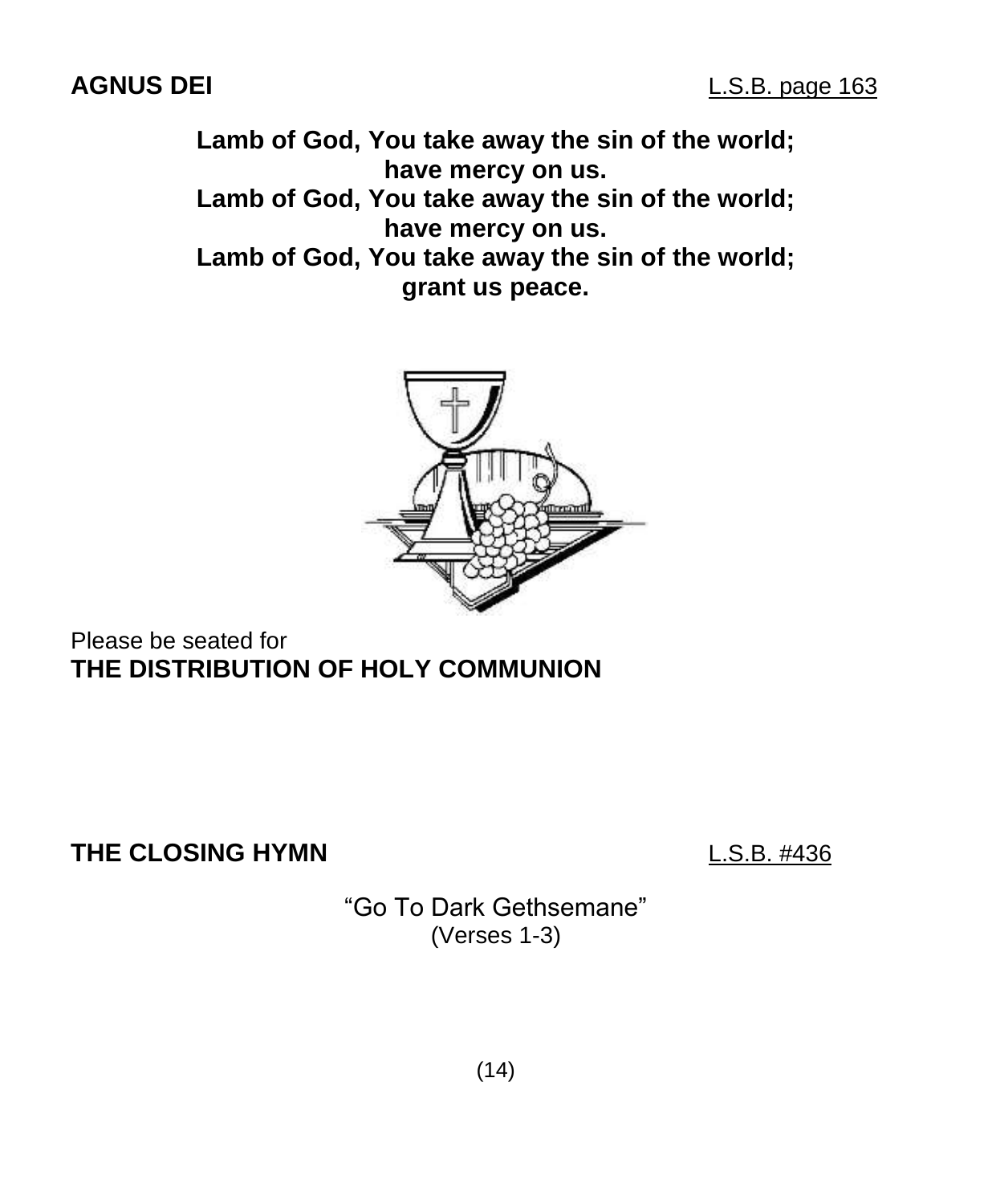**AGNUS DEI** L.S.B. page 163

**Lamb of God, You take away the sin of the world;**
**have mercy on us.**
**Lamb of God, You take away the sin of the world;**
**have mercy on us.**
**Lamb of God, You take away the sin of the world;**
**grant us peace.**

Please be seated for
**THE DISTRIBUTION OF HOLY COMMUNION**

**THE CLOSING HYMN** L.S.B. #436

"Go To Dark Gethsemane"
(Verses 1-3)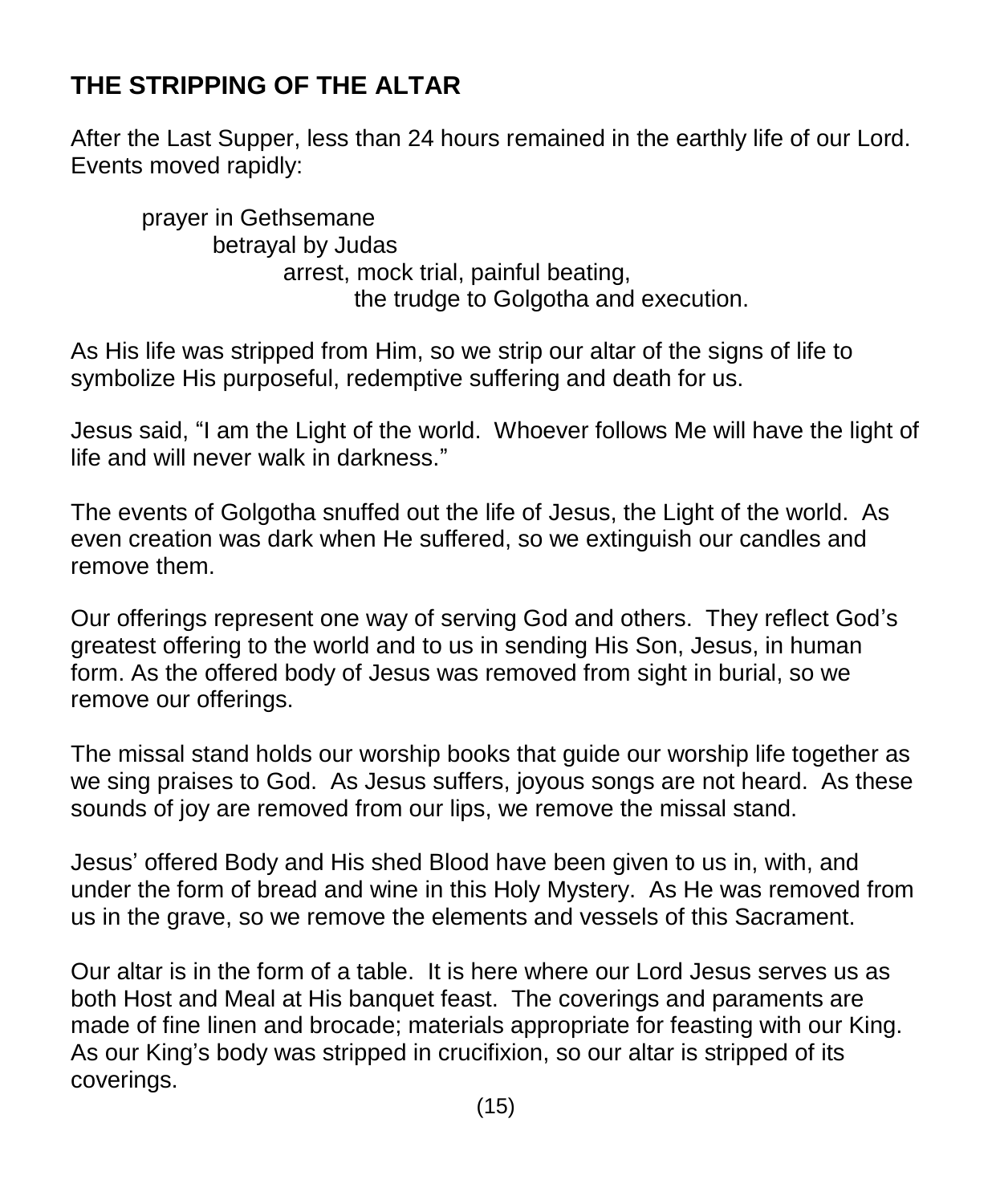## THE STRIPPING OF THE ALTAR

After the Last Supper, less than 24 hours remained in the earthly life of our Lord. Events moved rapidly:

prayer in Gethsemane
betrayal by Judas
arrest, mock trial, painful beating,
the trudge to Golgotha and execution.

As His life was stripped from Him, so we strip our altar of the signs of life to symbolize His purposeful, redemptive suffering and death for us.

Jesus said, "I am the Light of the world. Whoever follows Me will have the light of life and will never walk in darkness."

The events of Golgotha snuffed out the life of Jesus, the Light of the world. As even creation was dark when He suffered, so we extinguish our candles and remove them.

Our offerings represent one way of serving God and others. They reflect God's greatest offering to the world and to us in sending His Son, Jesus, in human form. As the offered body of Jesus was removed from sight in burial, so we remove our offerings.

The missal stand holds our worship books that guide our worship life together as we sing praises to God. As Jesus suffers, joyous songs are not heard. As these sounds of joy are removed from our lips, we remove the missal stand.

Jesus' offered Body and His shed Blood have been given to us in, with, and under the form of bread and wine in this Holy Mystery. As He was removed from us in the grave, so we remove the elements and vessels of this Sacrament.

Our altar is in the form of a table. It is here where our Lord Jesus serves us as both Host and Meal at His banquet feast. The coverings and paraments are made of fine linen and brocade; materials appropriate for feasting with our King. As our King's body was stripped in crucifixion, so our altar is stripped of its coverings.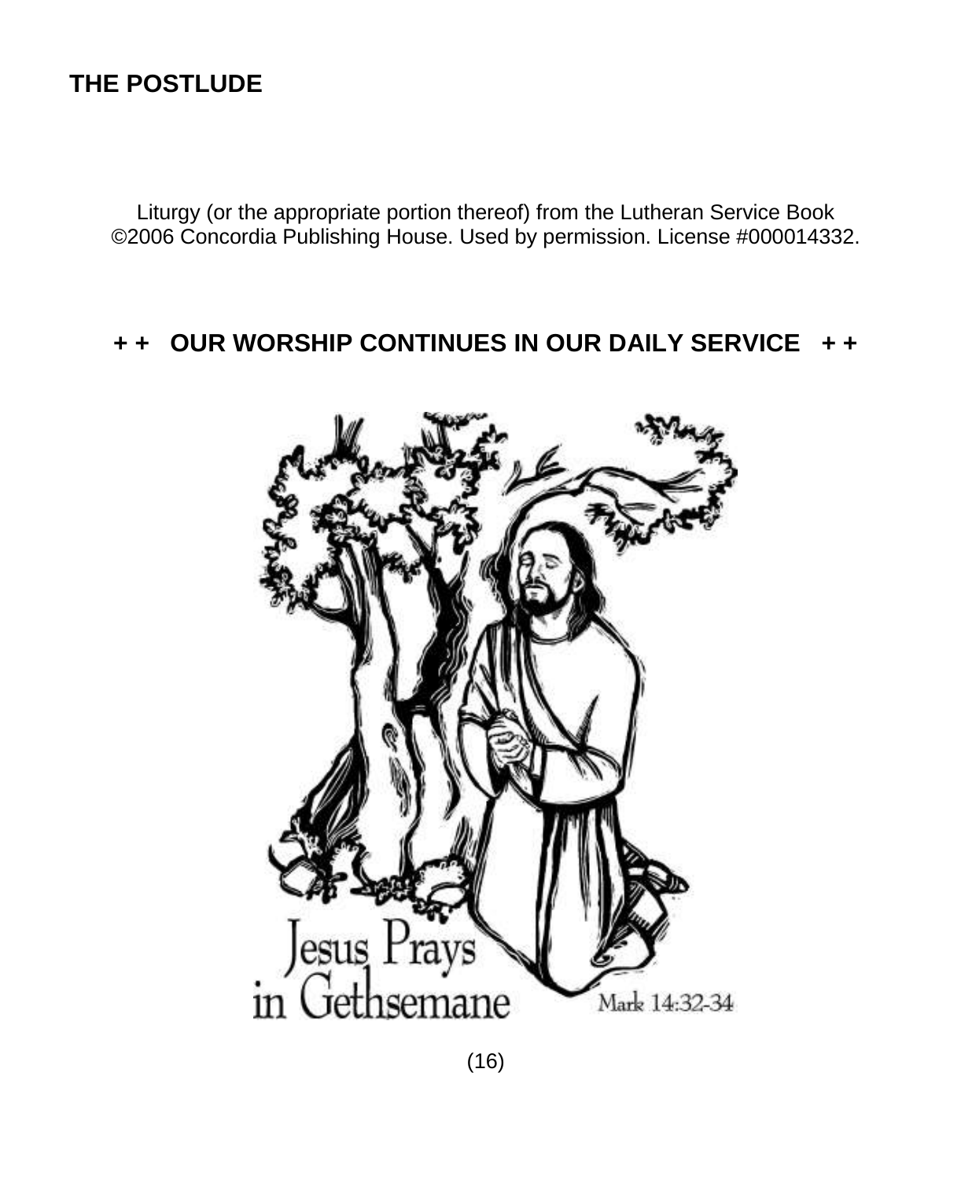## THE POSTLUDE

Liturgy (or the appropriate portion thereof) from the Lutheran Service Book ©2006 Concordia Publishing House. Used by permission. License #000014332.

**+ + OUR WORSHIP CONTINUES IN OUR DAILY SERVICE + +**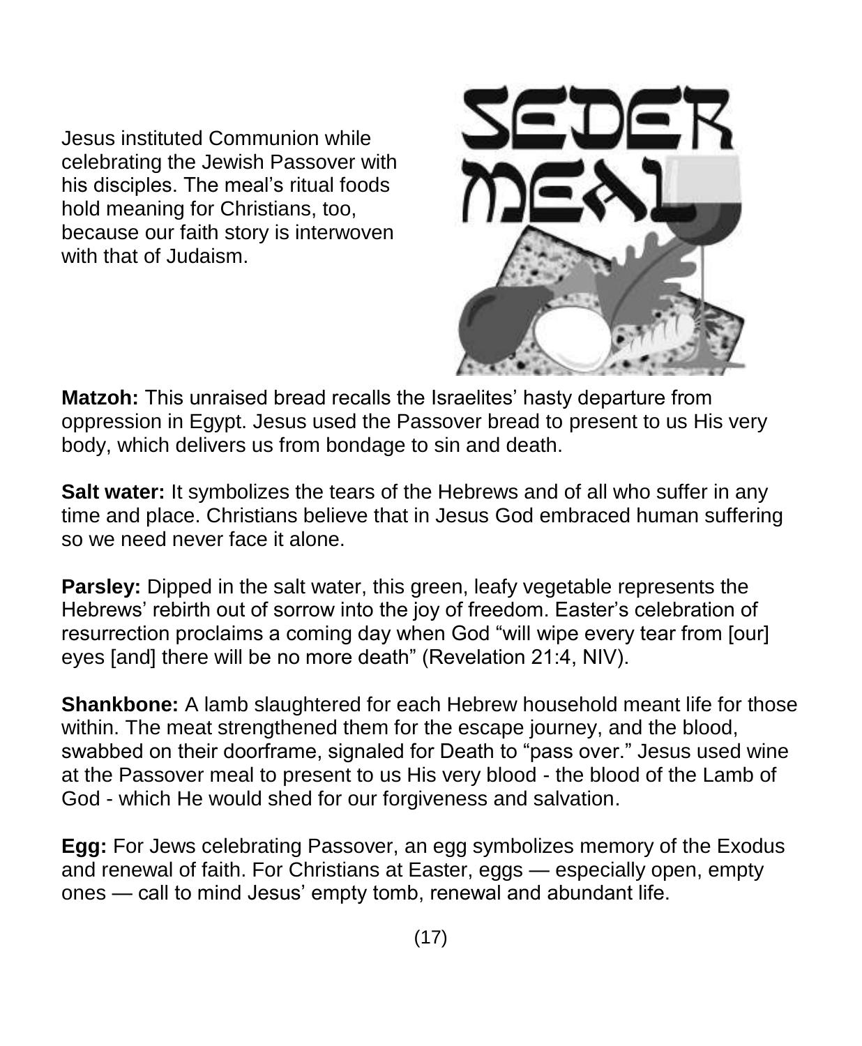Jesus instituted Communion while celebrating the Jewish Passover with his disciples. The meal's ritual foods hold meaning for Christians, too, because our faith story is interwoven with that of Judaism.

**Matzoh:** This unraised bread recalls the Israelites' hasty departure from oppression in Egypt. Jesus used the Passover bread to present to us His very body, which delivers us from bondage to sin and death.

**Salt water:** It symbolizes the tears of the Hebrews and of all who suffer in any time and place. Christians believe that in Jesus God embraced human suffering so we need never face it alone.

**Parsley:** Dipped in the salt water, this green, leafy vegetable represents the Hebrews' rebirth out of sorrow into the joy of freedom. Easter's celebration of resurrection proclaims a coming day when God "will wipe every tear from [our] eyes [and] there will be no more death" (Revelation 21:4, NIV).

**Shankbone:** A lamb slaughtered for each Hebrew household meant life for those within. The meat strengthened them for the escape journey, and the blood, swabbed on their doorframe, signaled for Death to "pass over." Jesus used wine at the Passover meal to present to us His very blood - the blood of the Lamb of God - which He would shed for our forgiveness and salvation.

**Egg:** For Jews celebrating Passover, an egg symbolizes memory of the Exodus and renewal of faith. For Christians at Easter, eggs — especially open, empty ones — call to mind Jesus' empty tomb, renewal and abundant life.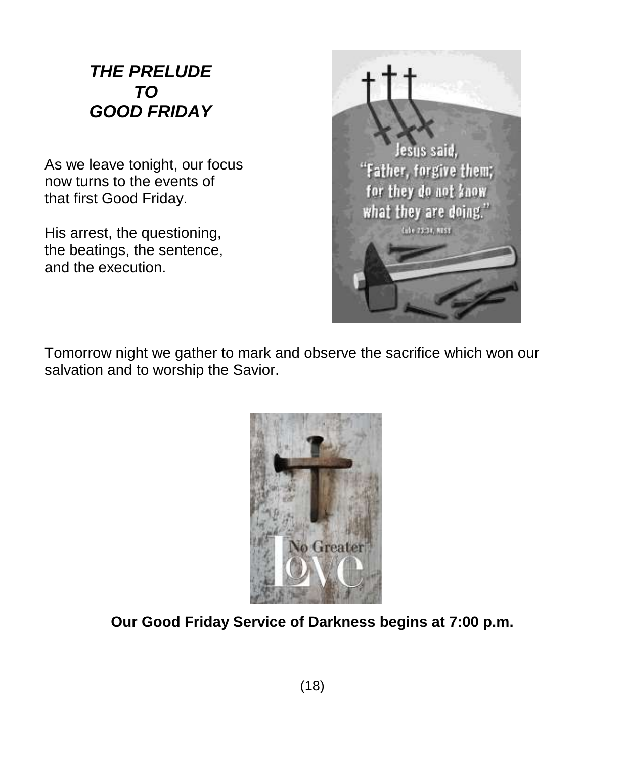## *THE PRELUDE TO GOOD FRIDAY*

As we leave tonight, our focus now turns to the events of that first Good Friday.

His arrest, the questioning, the beatings, the sentence, and the execution.

Tomorrow night we gather to mark and observe the sacrifice which won our salvation and to worship the Savior.

**Our Good Friday Service of Darkness begins at 7:00 p.m.**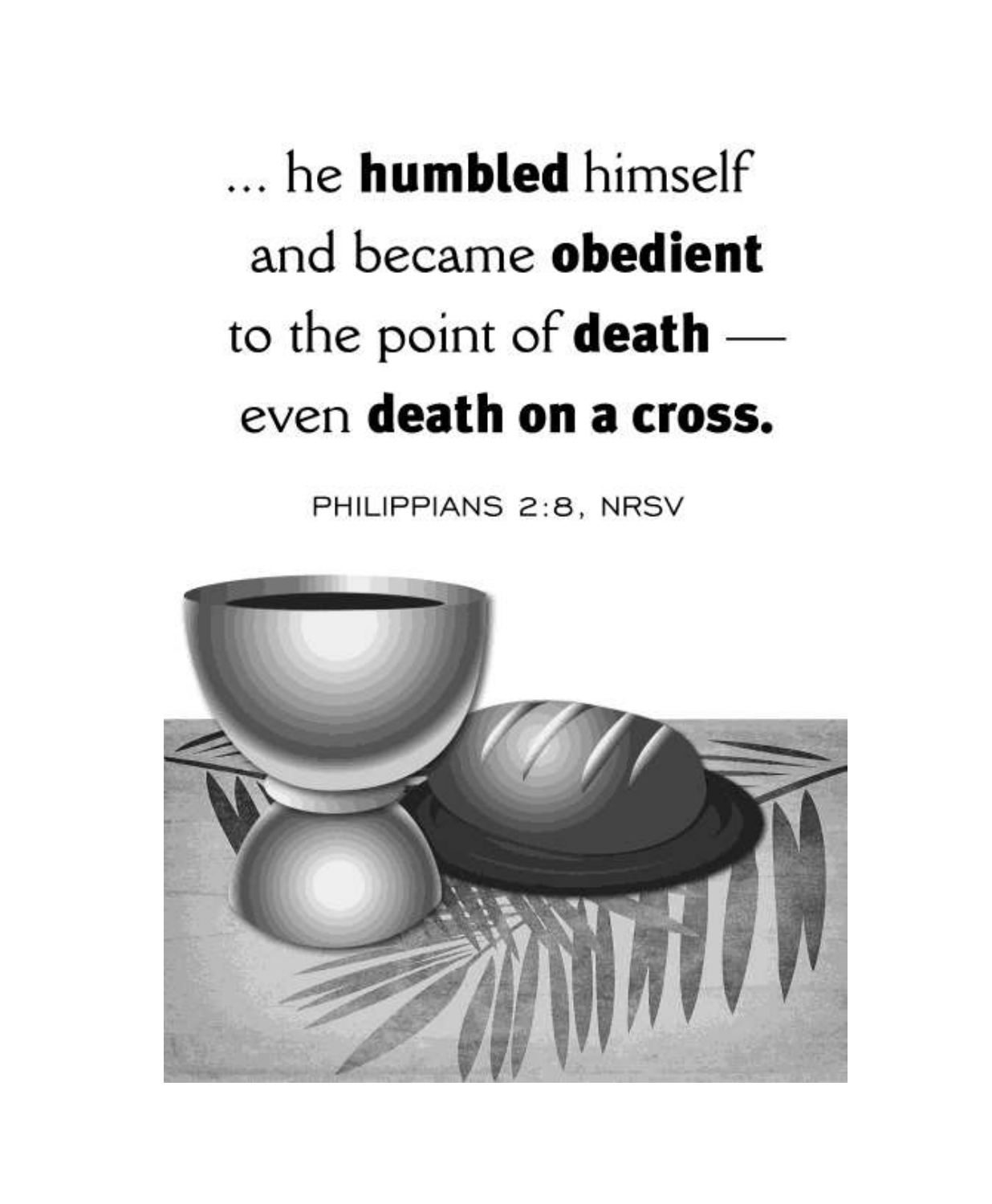... he **humbled** himself
and became **obedient**
to the point of **death** —
even **death on a cross.**

PHILIPPIANS 2:8, NRSV